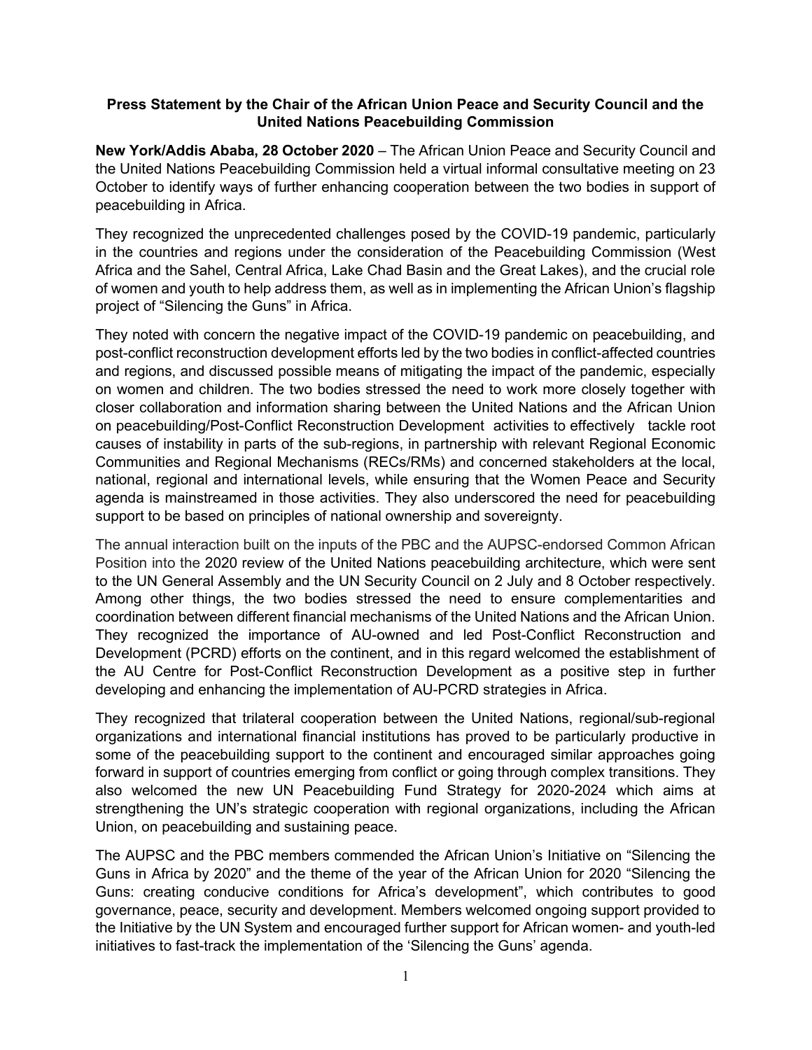**Press Statement by the Chair of the African Union Peace and Security Council and the United Nations Peacebuilding Commission**

**New York/Addis Ababa, 28 October 2020** – The African Union Peace and Security Council and the United Nations Peacebuilding Commission held a virtual informal consultative meeting on 23 October to identify ways of further enhancing cooperation between the two bodies in support of peacebuilding in Africa.

They recognized the unprecedented challenges posed by the COVID-19 pandemic, particularly in the countries and regions under the consideration of the Peacebuilding Commission (West Africa and the Sahel, Central Africa, Lake Chad Basin and the Great Lakes), and the crucial role of women and youth to help address them, as well as in implementing the African Union's flagship project of "Silencing the Guns" in Africa.

They noted with concern the negative impact of the COVID-19 pandemic on peacebuilding, and post-conflict reconstruction development efforts led by the two bodies in conflict-affected countries and regions, and discussed possible means of mitigating the impact of the pandemic, especially on women and children. The two bodies stressed the need to work more closely together with closer collaboration and information sharing between the United Nations and the African Union on peacebuilding/Post-Conflict Reconstruction Development activities to effectively tackle root causes of instability in parts of the sub-regions, in partnership with relevant Regional Economic Communities and Regional Mechanisms (RECs/RMs) and concerned stakeholders at the local, national, regional and international levels, while ensuring that the Women Peace and Security agenda is mainstreamed in those activities. They also underscored the need for peacebuilding support to be based on principles of national ownership and sovereignty.

The annual interaction built on the inputs of the PBC and the AUPSC-endorsed Common African Position into the 2020 review of the United Nations peacebuilding architecture, which were sent to the UN General Assembly and the UN Security Council on 2 July and 8 October respectively. Among other things, the two bodies stressed the need to ensure complementarities and coordination between different financial mechanisms of the United Nations and the African Union. They recognized the importance of AU-owned and led Post-Conflict Reconstruction and Development (PCRD) efforts on the continent, and in this regard welcomed the establishment of the AU Centre for Post-Conflict Reconstruction Development as a positive step in further developing and enhancing the implementation of AU-PCRD strategies in Africa.

They recognized that trilateral cooperation between the United Nations, regional/sub-regional organizations and international financial institutions has proved to be particularly productive in some of the peacebuilding support to the continent and encouraged similar approaches going forward in support of countries emerging from conflict or going through complex transitions. They also welcomed the new UN Peacebuilding Fund Strategy for 2020-2024 which aims at strengthening the UN's strategic cooperation with regional organizations, including the African Union, on peacebuilding and sustaining peace.

The AUPSC and the PBC members commended the African Union's Initiative on "Silencing the Guns in Africa by 2020" and the theme of the year of the African Union for 2020 "Silencing the Guns: creating conducive conditions for Africa's development", which contributes to good governance, peace, security and development. Members welcomed ongoing support provided to the Initiative by the UN System and encouraged further support for African women- and youth-led initiatives to fast-track the implementation of the 'Silencing the Guns' agenda.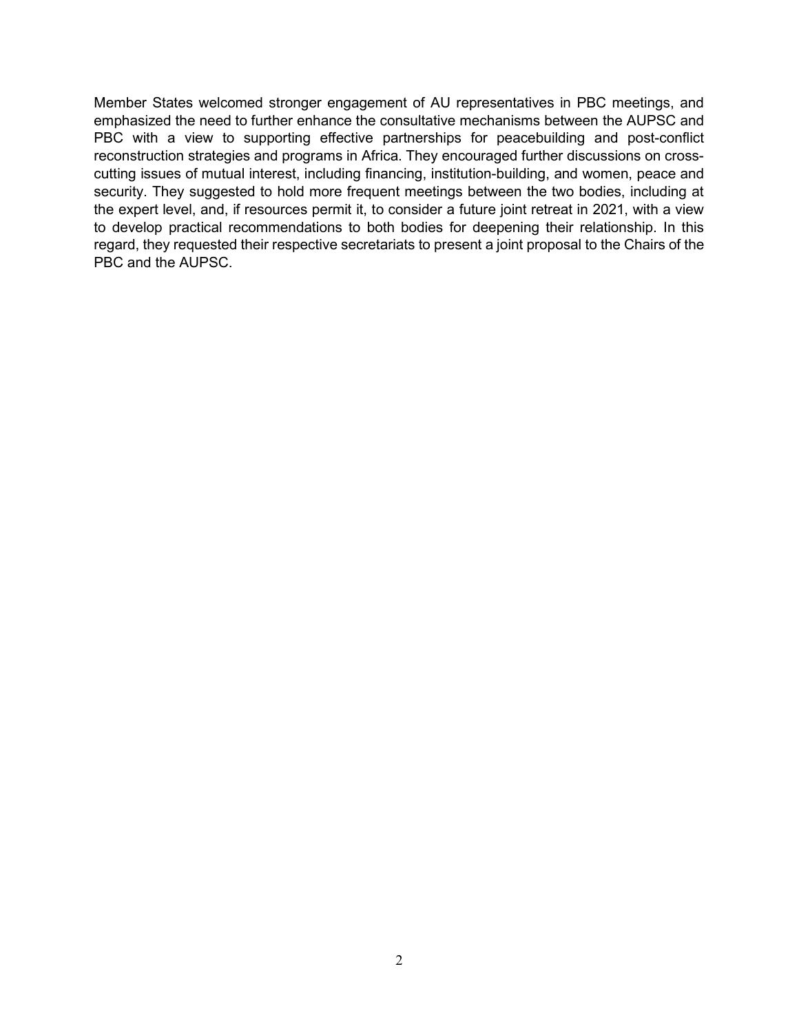Member States welcomed stronger engagement of AU representatives in PBC meetings, and emphasized the need to further enhance the consultative mechanisms between the AUPSC and PBC with a view to supporting effective partnerships for peacebuilding and post-conflict reconstruction strategies and programs in Africa. They encouraged further discussions on cross-cutting issues of mutual interest, including financing, institution-building, and women, peace and security. They suggested to hold more frequent meetings between the two bodies, including at the expert level, and, if resources permit it, to consider a future joint retreat in 2021, with a view to develop practical recommendations to both bodies for deepening their relationship. In this regard, they requested their respective secretariats to present a joint proposal to the Chairs of the PBC and the AUPSC.